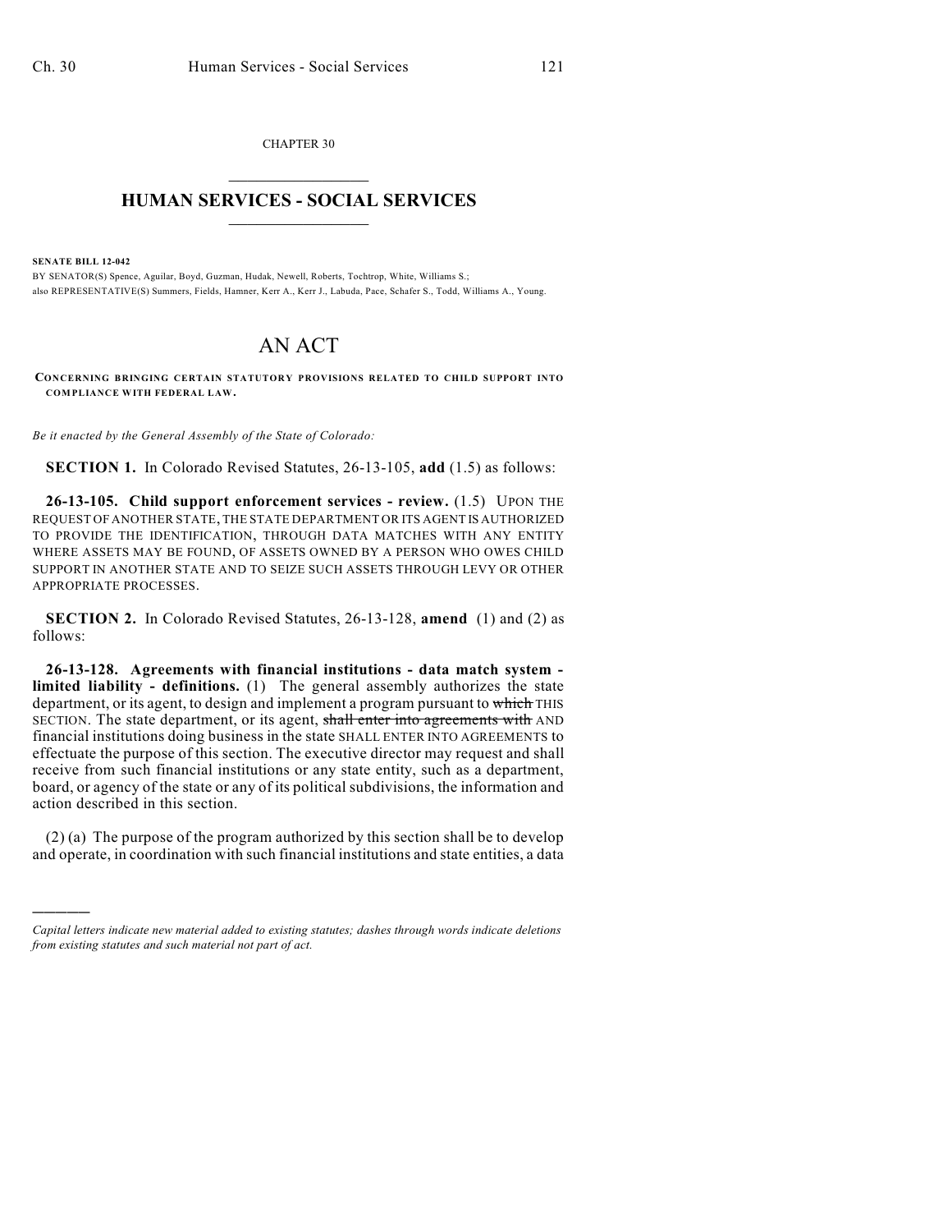CHAPTER 30

# HUMAN SERVICES - SOCIAL SERVICES

**SENATE BILL 12-042**

BY SENATOR(S) Spence, Aguilar, Boyd, Guzman, Hudak, Newell, Roberts, Tochtrop, White, Williams S.;
also REPRESENTATIVE(S) Summers, Fields, Hamner, Kerr A., Kerr J., Labuda, Pace, Schafer S., Todd, Williams A., Young.

# AN ACT

**CONCERNING BRINGING CERTAIN STATUTORY PROVISIONS RELATED TO CHILD SUPPORT INTO COMPLIANCE WITH FEDERAL LAW.**

*Be it enacted by the General Assembly of the State of Colorado:*

**SECTION 1.** In Colorado Revised Statutes, 26-13-105, **add** (1.5) as follows:

**26-13-105. Child support enforcement services - review.** (1.5) UPON THE REQUEST OF ANOTHER STATE, THE STATE DEPARTMENT OR ITS AGENT IS AUTHORIZED TO PROVIDE THE IDENTIFICATION, THROUGH DATA MATCHES WITH ANY ENTITY WHERE ASSETS MAY BE FOUND, OF ASSETS OWNED BY A PERSON WHO OWES CHILD SUPPORT IN ANOTHER STATE AND TO SEIZE SUCH ASSETS THROUGH LEVY OR OTHER APPROPRIATE PROCESSES.

**SECTION 2.** In Colorado Revised Statutes, 26-13-128, **amend** (1) and (2) as follows:

**26-13-128. Agreements with financial institutions - data match system - limited liability - definitions.** (1) The general assembly authorizes the state department, or its agent, to design and implement a program pursuant to ~~which~~ THIS SECTION. The state department, or its agent, ~~shall enter into agreements with~~ AND financial institutions doing business in the state SHALL ENTER INTO AGREEMENTS to effectuate the purpose of this section. The executive director may request and shall receive from such financial institutions or any state entity, such as a department, board, or agency of the state or any of its political subdivisions, the information and action described in this section.

(2) (a) The purpose of the program authorized by this section shall be to develop and operate, in coordination with such financial institutions and state entities, a data

---

*Capital letters indicate new material added to existing statutes; dashes through words indicate deletions from existing statutes and such material not part of act.*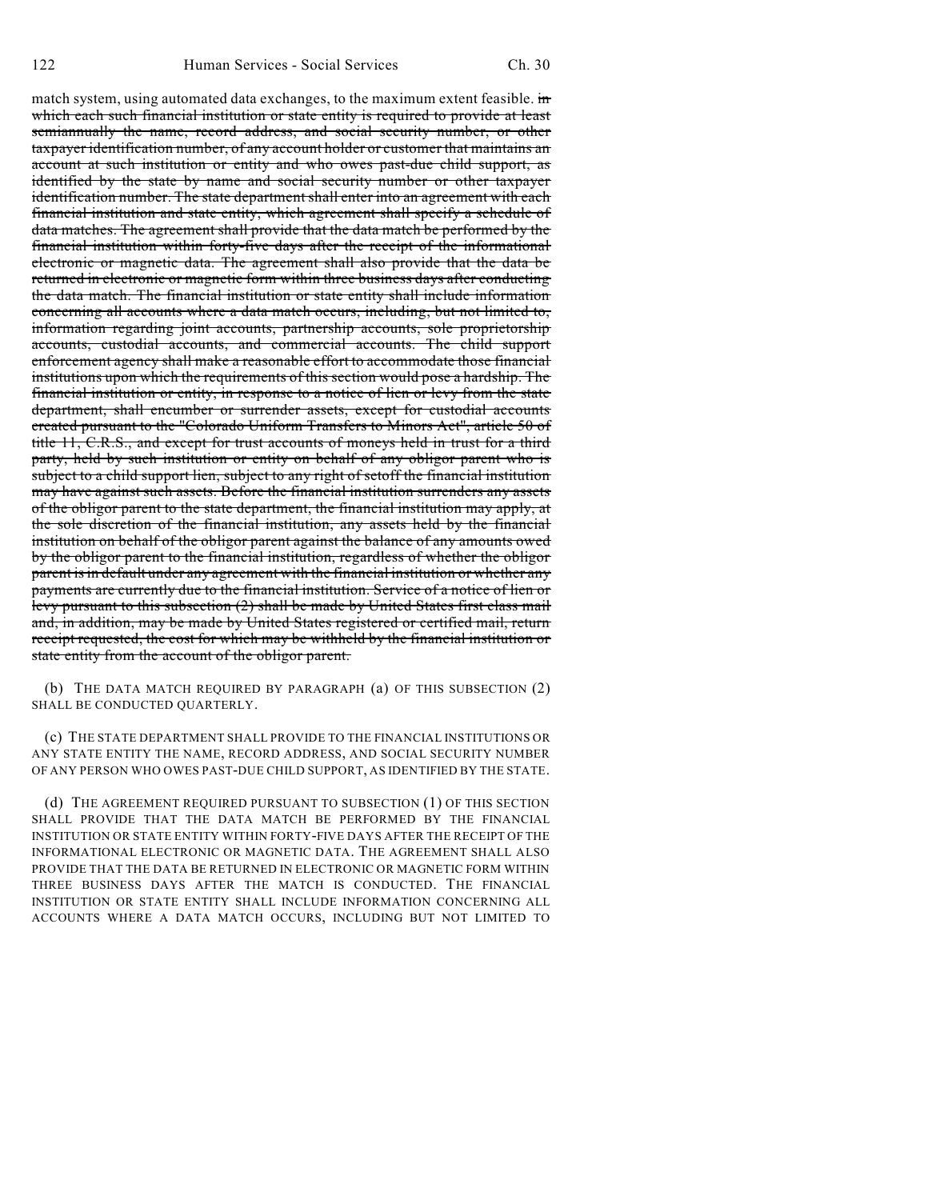match system, using automated data exchanges, to the maximum extent feasible. ~~in which each such financial institution or state entity is required to provide at least semiannually the name, record address, and social security number, or other taxpayer identification number, of any account holder or customer that maintains an account at such institution or entity and who owes past-due child support, as identified by the state by name and social security number or other taxpayer identification number. The state department shall enter into an agreement with each financial institution and state entity, which agreement shall specify a schedule of data matches. The agreement shall provide that the data match be performed by the financial institution within forty-five days after the receipt of the informational electronic or magnetic data. The agreement shall also provide that the data be returned in electronic or magnetic form within three business days after conducting the data match. The financial institution or state entity shall include information concerning all accounts where a data match occurs, including, but not limited to, information regarding joint accounts, partnership accounts, sole proprietorship accounts, custodial accounts, and commercial accounts. The child support enforcement agency shall make a reasonable effort to accommodate those financial institutions upon which the requirements of this section would pose a hardship. The financial institution or entity, in response to a notice of lien or levy from the state department, shall encumber or surrender assets, except for custodial accounts created pursuant to the "Colorado Uniform Transfers to Minors Act", article 50 of title 11, C.R.S., and except for trust accounts of moneys held in trust for a third party, held by such institution or entity on behalf of any obligor parent who is subject to a child support lien, subject to any right of setoff the financial institution may have against such assets. Before the financial institution surrenders any assets of the obligor parent to the state department, the financial institution may apply, at the sole discretion of the financial institution, any assets held by the financial institution on behalf of the obligor parent against the balance of any amounts owed by the obligor parent to the financial institution, regardless of whether the obligor parent is in default under any agreement with the financial institution or whether any payments are currently due to the financial institution. Service of a notice of lien or levy pursuant to this subsection (2) shall be made by United States first class mail and, in addition, may be made by United States registered or certified mail, return receipt requested, the cost for which may be withheld by the financial institution or state entity from the account of the obligor parent.~~

(b) THE DATA MATCH REQUIRED BY PARAGRAPH (a) OF THIS SUBSECTION (2) SHALL BE CONDUCTED QUARTERLY.

(c) THE STATE DEPARTMENT SHALL PROVIDE TO THE FINANCIAL INSTITUTIONS OR ANY STATE ENTITY THE NAME, RECORD ADDRESS, AND SOCIAL SECURITY NUMBER OF ANY PERSON WHO OWES PAST-DUE CHILD SUPPORT, AS IDENTIFIED BY THE STATE.

(d) THE AGREEMENT REQUIRED PURSUANT TO SUBSECTION (1) OF THIS SECTION SHALL PROVIDE THAT THE DATA MATCH BE PERFORMED BY THE FINANCIAL INSTITUTION OR STATE ENTITY WITHIN FORTY-FIVE DAYS AFTER THE RECEIPT OF THE INFORMATIONAL ELECTRONIC OR MAGNETIC DATA. THE AGREEMENT SHALL ALSO PROVIDE THAT THE DATA BE RETURNED IN ELECTRONIC OR MAGNETIC FORM WITHIN THREE BUSINESS DAYS AFTER THE MATCH IS CONDUCTED. THE FINANCIAL INSTITUTION OR STATE ENTITY SHALL INCLUDE INFORMATION CONCERNING ALL ACCOUNTS WHERE A DATA MATCH OCCURS, INCLUDING BUT NOT LIMITED TO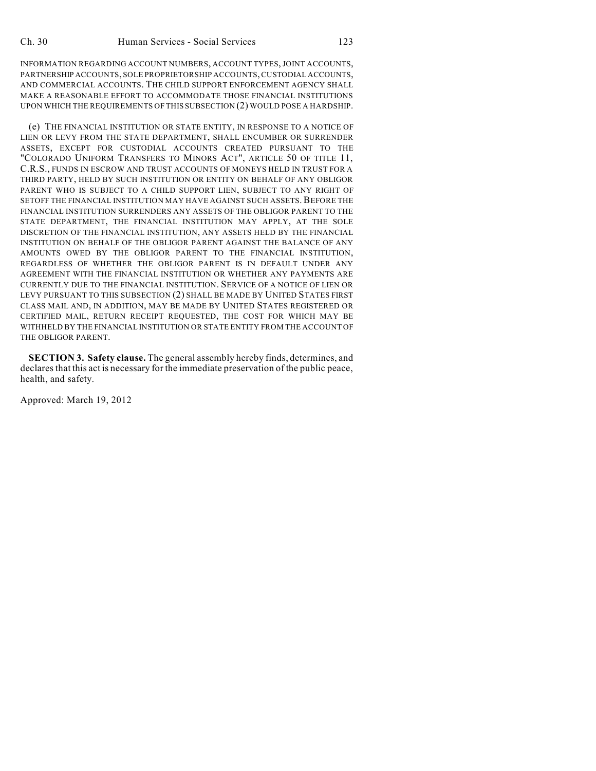INFORMATION REGARDING ACCOUNT NUMBERS, ACCOUNT TYPES, JOINT ACCOUNTS, PARTNERSHIP ACCOUNTS, SOLE PROPRIETORSHIP ACCOUNTS, CUSTODIAL ACCOUNTS, AND COMMERCIAL ACCOUNTS. THE CHILD SUPPORT ENFORCEMENT AGENCY SHALL MAKE A REASONABLE EFFORT TO ACCOMMODATE THOSE FINANCIAL INSTITUTIONS UPON WHICH THE REQUIREMENTS OF THIS SUBSECTION (2) WOULD POSE A HARDSHIP.

(e) THE FINANCIAL INSTITUTION OR STATE ENTITY, IN RESPONSE TO A NOTICE OF LIEN OR LEVY FROM THE STATE DEPARTMENT, SHALL ENCUMBER OR SURRENDER ASSETS, EXCEPT FOR CUSTODIAL ACCOUNTS CREATED PURSUANT TO THE "COLORADO UNIFORM TRANSFERS TO MINORS ACT", ARTICLE 50 OF TITLE 11, C.R.S., FUNDS IN ESCROW AND TRUST ACCOUNTS OF MONEYS HELD IN TRUST FOR A THIRD PARTY, HELD BY SUCH INSTITUTION OR ENTITY ON BEHALF OF ANY OBLIGOR PARENT WHO IS SUBJECT TO A CHILD SUPPORT LIEN, SUBJECT TO ANY RIGHT OF SETOFF THE FINANCIAL INSTITUTION MAY HAVE AGAINST SUCH ASSETS. BEFORE THE FINANCIAL INSTITUTION SURRENDERS ANY ASSETS OF THE OBLIGOR PARENT TO THE STATE DEPARTMENT, THE FINANCIAL INSTITUTION MAY APPLY, AT THE SOLE DISCRETION OF THE FINANCIAL INSTITUTION, ANY ASSETS HELD BY THE FINANCIAL INSTITUTION ON BEHALF OF THE OBLIGOR PARENT AGAINST THE BALANCE OF ANY AMOUNTS OWED BY THE OBLIGOR PARENT TO THE FINANCIAL INSTITUTION, REGARDLESS OF WHETHER THE OBLIGOR PARENT IS IN DEFAULT UNDER ANY AGREEMENT WITH THE FINANCIAL INSTITUTION OR WHETHER ANY PAYMENTS ARE CURRENTLY DUE TO THE FINANCIAL INSTITUTION. SERVICE OF A NOTICE OF LIEN OR LEVY PURSUANT TO THIS SUBSECTION (2) SHALL BE MADE BY UNITED STATES FIRST CLASS MAIL AND, IN ADDITION, MAY BE MADE BY UNITED STATES REGISTERED OR CERTIFIED MAIL, RETURN RECEIPT REQUESTED, THE COST FOR WHICH MAY BE WITHHELD BY THE FINANCIAL INSTITUTION OR STATE ENTITY FROM THE ACCOUNT OF THE OBLIGOR PARENT.

**SECTION 3. Safety clause.** The general assembly hereby finds, determines, and declares that this act is necessary for the immediate preservation of the public peace, health, and safety.

Approved: March 19, 2012